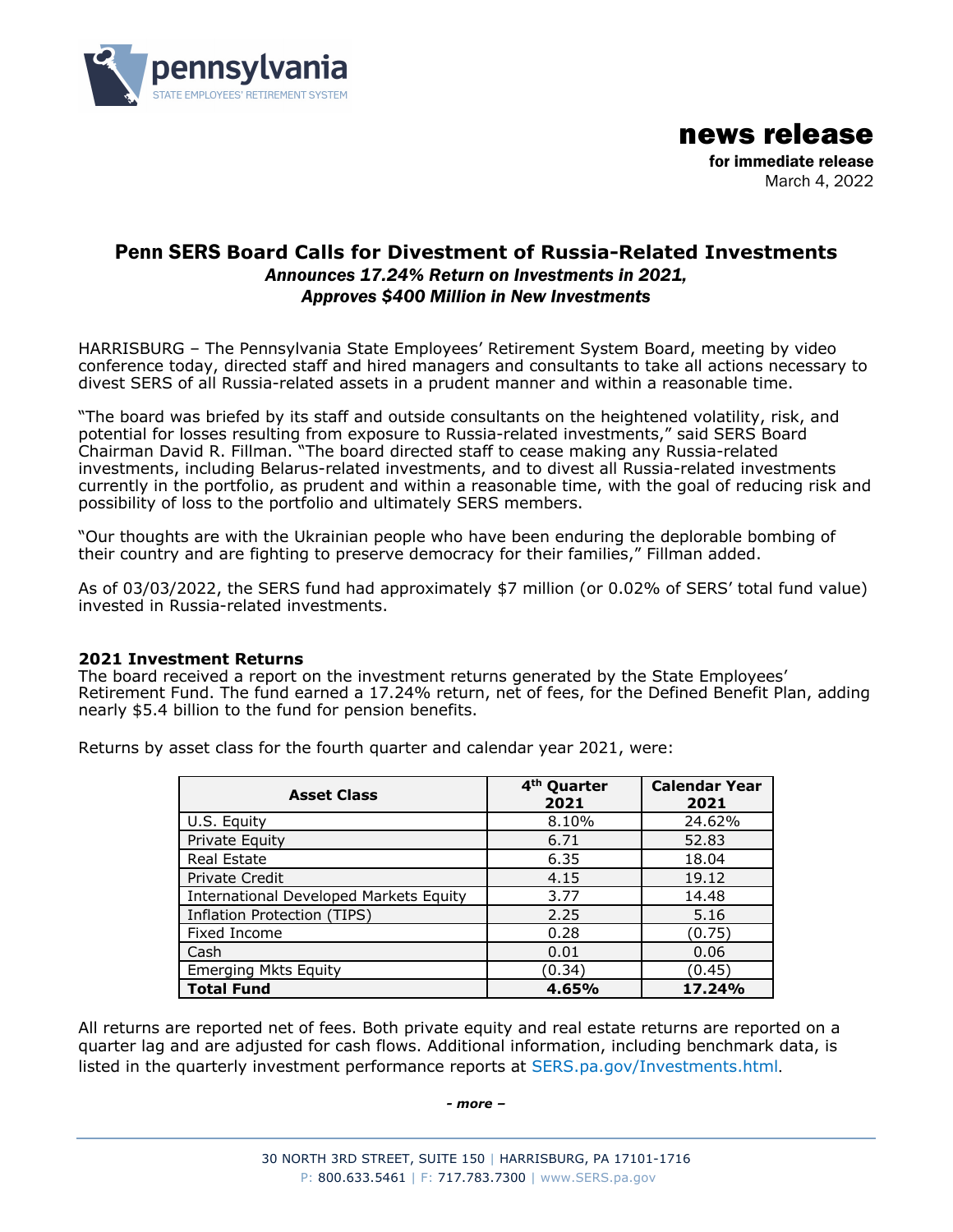pennsylvania
STATE EMPLOYEES' RETIREMENT SYSTEM

# news release

**for immediate release**
March 4, 2022

## Penn SERS Board Calls for Divestment of Russia-Related Investments

***Announces 17.24% Return on Investments in 2021,***
***Approves $400 Million in New Investments***

HARRISBURG – The Pennsylvania State Employees' Retirement System Board, meeting by video conference today, directed staff and hired managers and consultants to take all actions necessary to divest SERS of all Russia-related assets in a prudent manner and within a reasonable time.

"The board was briefed by its staff and outside consultants on the heightened volatility, risk, and potential for losses resulting from exposure to Russia-related investments," said SERS Board Chairman David R. Fillman. "The board directed staff to cease making any Russia-related investments, including Belarus-related investments, and to divest all Russia-related investments currently in the portfolio, as prudent and within a reasonable time, with the goal of reducing risk and possibility of loss to the portfolio and ultimately SERS members.

"Our thoughts are with the Ukrainian people who have been enduring the deplorable bombing of their country and are fighting to preserve democracy for their families," Fillman added.

As of 03/03/2022, the SERS fund had approximately $7 million (or 0.02% of SERS' total fund value) invested in Russia-related investments.

### 2021 Investment Returns

The board received a report on the investment returns generated by the State Employees' Retirement Fund. The fund earned a 17.24% return, net of fees, for the Defined Benefit Plan, adding nearly $5.4 billion to the fund for pension benefits.

Returns by asset class for the fourth quarter and calendar year 2021, were:

| Asset Class | 4th Quarter 2021 | Calendar Year 2021 |
|---|---|---|
| U.S. Equity | 8.10% | 24.62% |
| Private Equity | 6.71 | 52.83 |
| Real Estate | 6.35 | 18.04 |
| Private Credit | 4.15 | 19.12 |
| International Developed Markets Equity | 3.77 | 14.48 |
| Inflation Protection (TIPS) | 2.25 | 5.16 |
| Fixed Income | 0.28 | (0.75) |
| Cash | 0.01 | 0.06 |
| Emerging Mkts Equity | (0.34) | (0.45) |
| **Total Fund** | **4.65%** | **17.24%** |

All returns are reported net of fees. Both private equity and real estate returns are reported on a quarter lag and are adjusted for cash flows. Additional information, including benchmark data, is listed in the quarterly investment performance reports at SERS.pa.gov/Investments.html.

*- more –*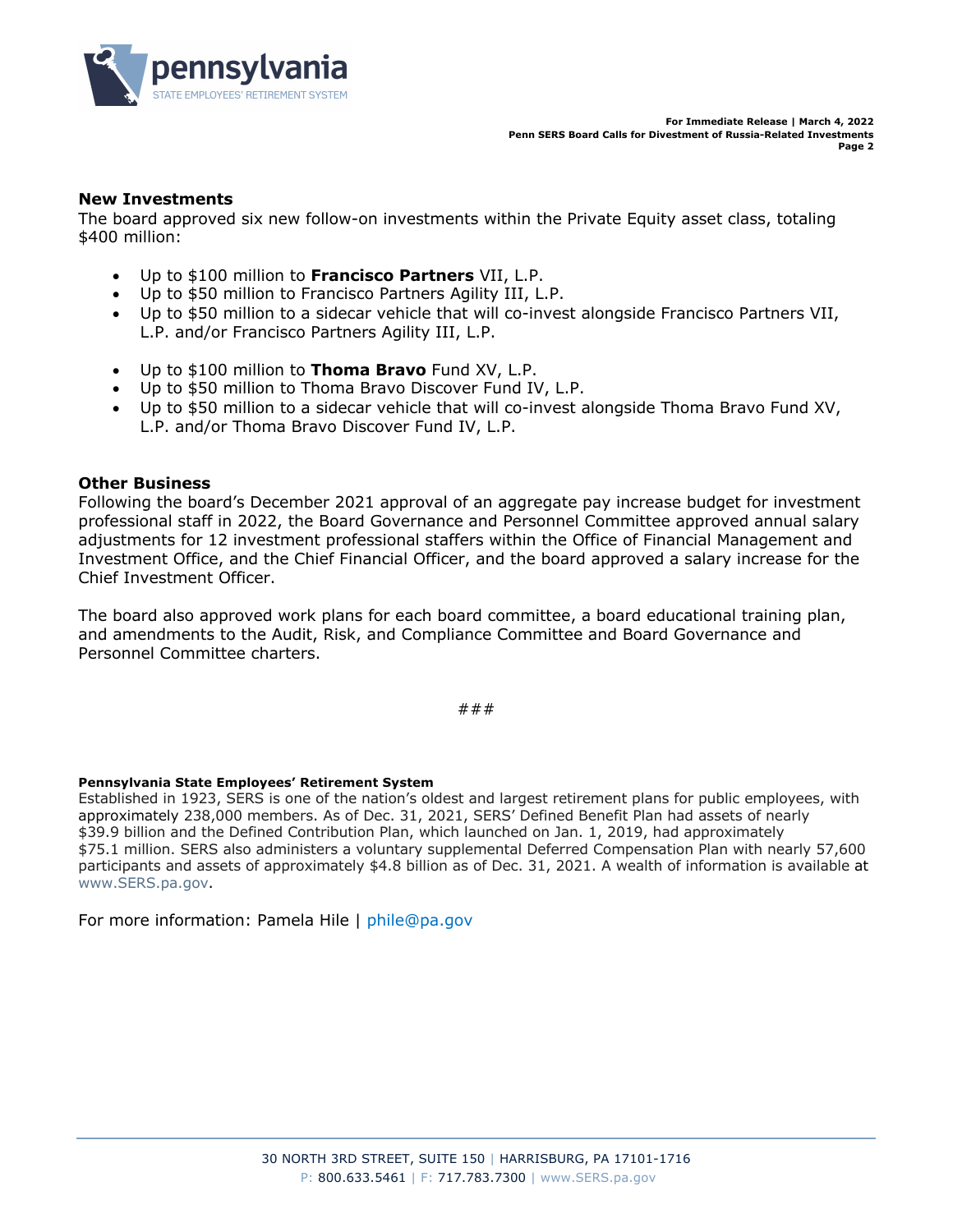## New Investments

The board approved six new follow-on investments within the Private Equity asset class, totaling $400 million:

- Up to $100 million to **Francisco Partners** VII, L.P.
- Up to $50 million to Francisco Partners Agility III, L.P.
- Up to $50 million to a sidecar vehicle that will co-invest alongside Francisco Partners VII, L.P. and/or Francisco Partners Agility III, L.P.

- Up to $100 million to **Thoma Bravo** Fund XV, L.P.
- Up to $50 million to Thoma Bravo Discover Fund IV, L.P.
- Up to $50 million to a sidecar vehicle that will co-invest alongside Thoma Bravo Fund XV, L.P. and/or Thoma Bravo Discover Fund IV, L.P.

## Other Business

Following the board's December 2021 approval of an aggregate pay increase budget for investment professional staff in 2022, the Board Governance and Personnel Committee approved annual salary adjustments for 12 investment professional staffers within the Office of Financial Management and Investment Office, and the Chief Financial Officer, and the board approved a salary increase for the Chief Investment Officer.

The board also approved work plans for each board committee, a board educational training plan, and amendments to the Audit, Risk, and Compliance Committee and Board Governance and Personnel Committee charters.

###

**Pennsylvania State Employees' Retirement System**

Established in 1923, SERS is one of the nation's oldest and largest retirement plans for public employees, with approximately 238,000 members. As of Dec. 31, 2021, SERS' Defined Benefit Plan had assets of nearly $39.9 billion and the Defined Contribution Plan, which launched on Jan. 1, 2019, had approximately $75.1 million. SERS also administers a voluntary supplemental Deferred Compensation Plan with nearly 57,600 participants and assets of approximately $4.8 billion as of Dec. 31, 2021. A wealth of information is available at www.SERS.pa.gov.

For more information: Pamela Hile | phile@pa.gov

30 NORTH 3RD STREET, SUITE 150 | HARRISBURG, PA 17101-1716
P: 800.633.5461 | F: 717.783.7300 | www.SERS.pa.gov